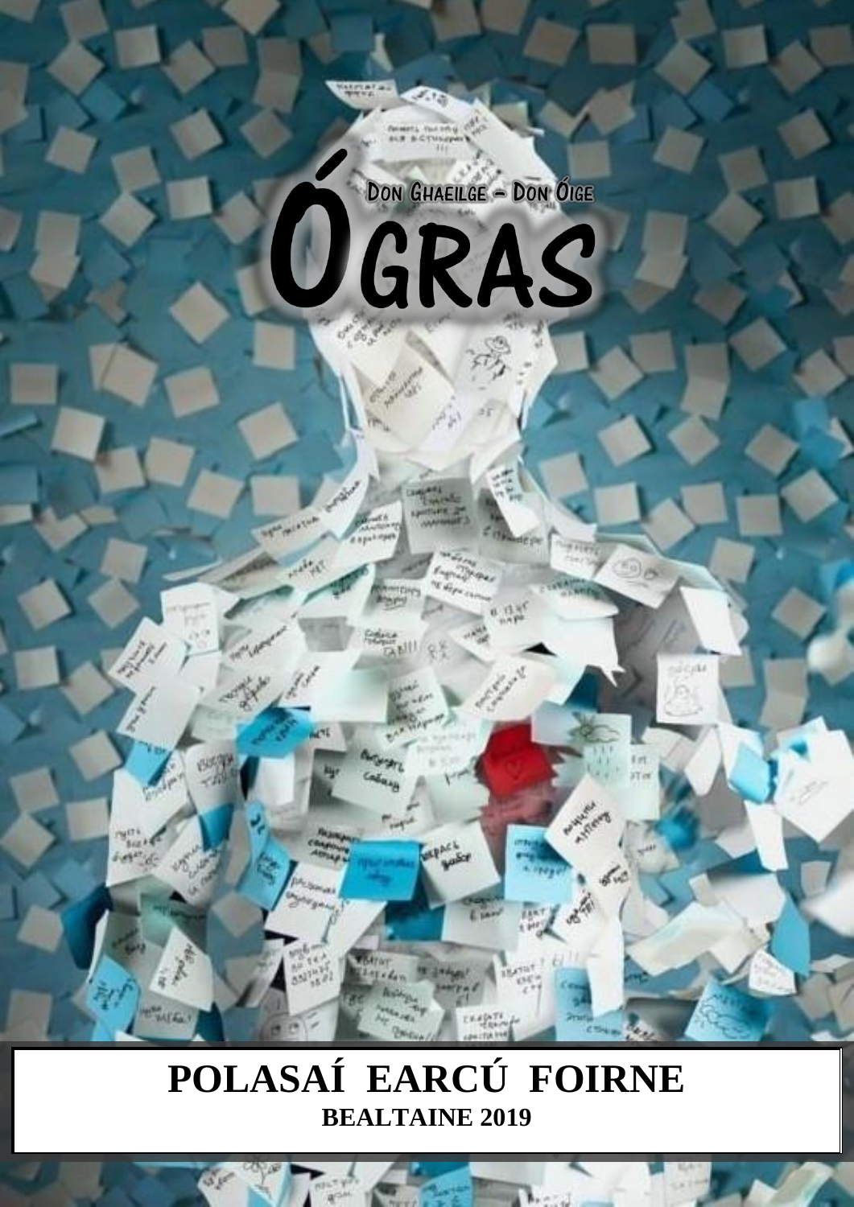Don Ghaeilge – Don Óige

# ÓGRAS

# POLASAÍ EARCÚ FOIRNE

**BEALTAINE 2019**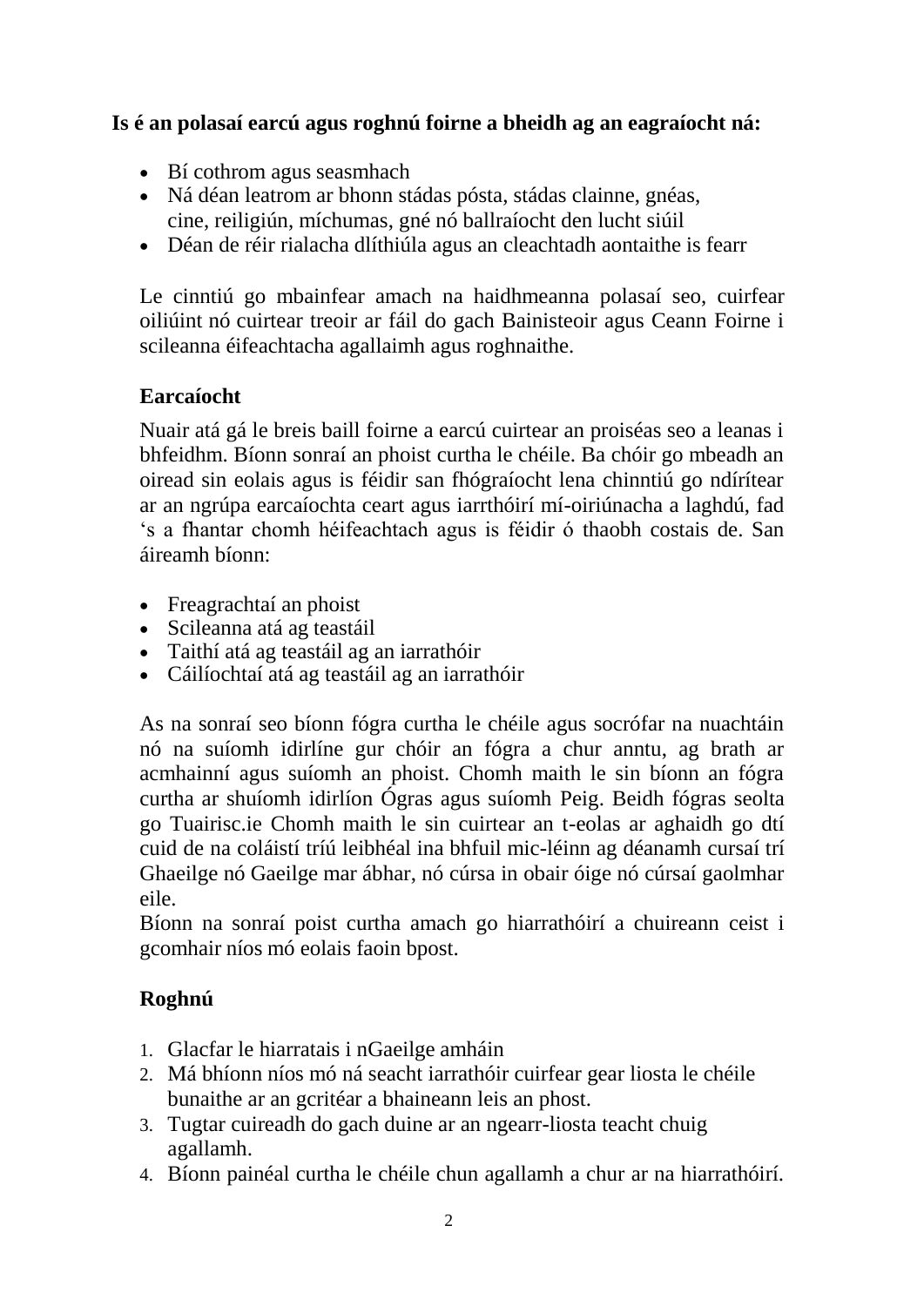**Is é an polasaí earcú agus roghnú foirne a bheidh ag an eagraíocht ná:**

- Bí cothrom agus seasmhach
- Ná déan leatrom ar bhonn stádas pósta, stádas clainne, gnéas, cine, reiligiún, míchumas, gné nó ballraíocht den lucht siúil
- Déan de réir rialacha dlíthiúla agus an cleachtadh aontaithe is fearr

Le cinntiú go mbainfear amach na haidhmeanna polasaí seo, cuirfear oiliúint nó cuirtear treoir ar fáil do gach Bainisteoir agus Ceann Foirne i scileanna éifeachtacha agallaimh agus roghnaithe.

## Earcaíocht

Nuair atá gá le breis baill foirne a earcú cuirtear an proiséas seo a leanas i bhfeidhm. Bíonn sonraí an phoist curtha le chéile. Ba chóir go mbeadh an oiread sin eolais agus is féidir san fhógraíocht lena chinntiú go ndírítear ar an ngrúpa earcaíochta ceart agus iarrthóirí mí-oiriúnacha a laghdú, fad 's a fhantar chomh héifeachtach agus is féidir ó thaobh costais de. San áireamh bíonn:

- Freagrachtaí an phoist
- Scileanna atá ag teastáil
- Taithí atá ag teastáil ag an iarrathóir
- Cáilíochtaí atá ag teastáil ag an iarrathóir

As na sonraí seo bíonn fógra curtha le chéile agus socrófar na nuachtáin nó na suíomh idirlíne gur chóir an fógra a chur anntu, ag brath ar acmhainní agus suíomh an phoist. Chomh maith le sin bíonn an fógra curtha ar shuíomh idirlíon Ógras agus suíomh Peig. Beidh fógras seolta go Tuairisc.ie Chomh maith le sin cuirtear an t-eolas ar aghaidh go dtí cuid de na coláistí tríú leibhéal ina bhfuil mic-léinn ag déanamh cursaí trí Ghaeilge nó Gaeilge mar ábhar, nó cúrsa in obair óige nó cúrsaí gaolmhar eile.
Bíonn na sonraí poist curtha amach go hiarrathóirí a chuireann ceist i gcomhair níos mó eolais faoin bpost.

## Roghnú

1. Glacfar le hiarratais i nGaeilge amháin
2. Má bhíonn níos mó ná seacht iarrathóir cuirfear gear liosta le chéile bunaithe ar an gcritéar a bhaineann leis an phost.
3. Tugtar cuireadh do gach duine ar an ngearr-liosta teacht chuig agallamh.
4. Bíonn painéal curtha le chéile chun agallamh a chur ar na hiarrathóirí.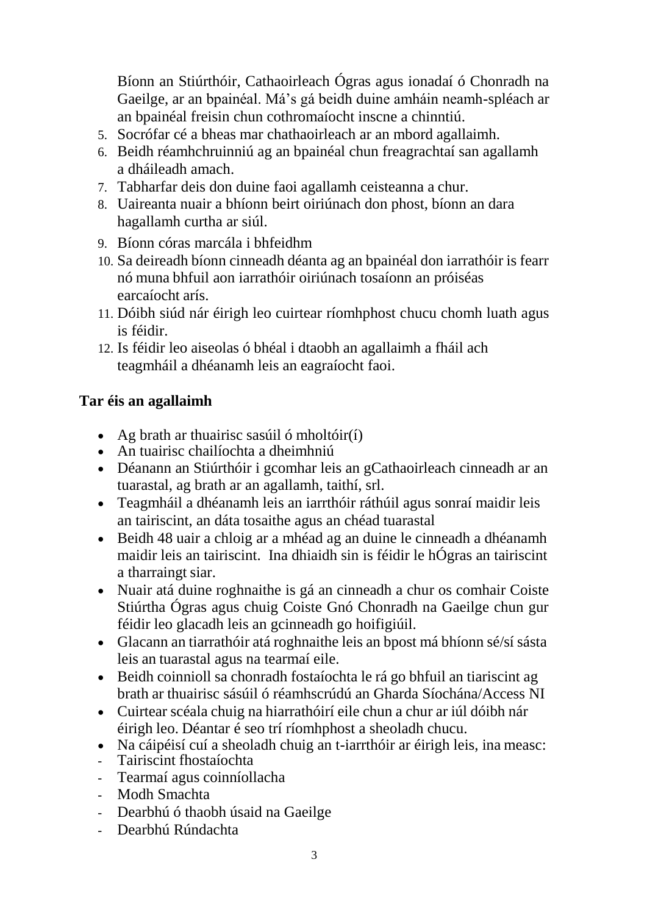Bíonn an Stiúrthóir, Cathaoirleach Ógras agus ionadaí ó Chonradh na Gaeilge, ar an bpainéal. Má's gá beidh duine amháin neamh-spléach ar an bpainéal freisin chun cothromaíocht inscne a chinntiú.

5. Socrófar cé a bheas mar chathaoirleach ar an mbord agallaimh.
6. Beidh réamhchruinniú ag an bpainéal chun freagrachtaí san agallamh a dháileadh amach.
7. Tabharfar deis don duine faoi agallamh ceisteanna a chur.
8. Uaireanta nuair a bhíonn beirt oiriúnach don phost, bíonn an dara hagallamh curtha ar siúl.
9. Bíonn córas marcála i bhfeidhm
10. Sa deireadh bíonn cinneadh déanta ag an bpainéal don iarrathóir is fearr nó muna bhfuil aon iarrathóir oiriúnach tosaíonn an próiséas earcaíocht arís.
11. Dóibh siúd nár éirigh leo cuirtear ríomhphost chucu chomh luath agus is féidir.
12. Is féidir leo aiseolas ó bhéal i dtaobh an agallaimh a fháil ach teagmháil a dhéanamh leis an eagraíocht faoi.

**Tar éis an agallaimh**

- Ag brath ar thuairisc sasúil ó mholtóir(í)
- An tuairisc chailíochta a dheimhniú
- Déanann an Stiúrthóir i gcomhar leis an gCathaoirleach cinneadh ar an tuarastal, ag brath ar an agallamh, taithí, srl.
- Teagmháil a dhéanamh leis an iarrthóir ráthúil agus sonraí maidir leis an tairiscint, an dáta tosaithe agus an chéad tuarastal
- Beidh 48 uair a chloig ar a mhéad ag an duine le cinneadh a dhéanamh maidir leis an tairiscint. Ina dhiaidh sin is féidir le hÓgras an tairiscint a tharraingt siar.
- Nuair atá duine roghnaithe is gá an cinneadh a chur os comhair Coiste Stiúrtha Ógras agus chuig Coiste Gnó Chonradh na Gaeilge chun gur féidir leo glacadh leis an gcinneadh go hoifigiúil.
- Glacann an tiarrathóir atá roghnaithe leis an bpost má bhíonn sé/sí sásta leis an tuarastal agus na tearmaí eile.
- Beidh coinnioll sa chonradh fostaíochta le rá go bhfuil an tiariscint ag brath ar thuairisc sásúil ó réamhscrúdú an Gharda Síochána/Access NI
- Cuirtear scéala chuig na hiarrathóirí eile chun a chur ar iúl dóibh nár éirigh leo. Déantar é seo trí ríomhphost a sheoladh chucu.
- Na cáipéisí cuí a sheoladh chuig an t-iarrthóir ar éirigh leis, ina measc:
  - Tairiscint fhostaíochta
  - Tearmaí agus coinníollacha
  - Modh Smachta
  - Dearbhú ó thaobh úsaid na Gaeilge
  - Dearbhú Rúndachta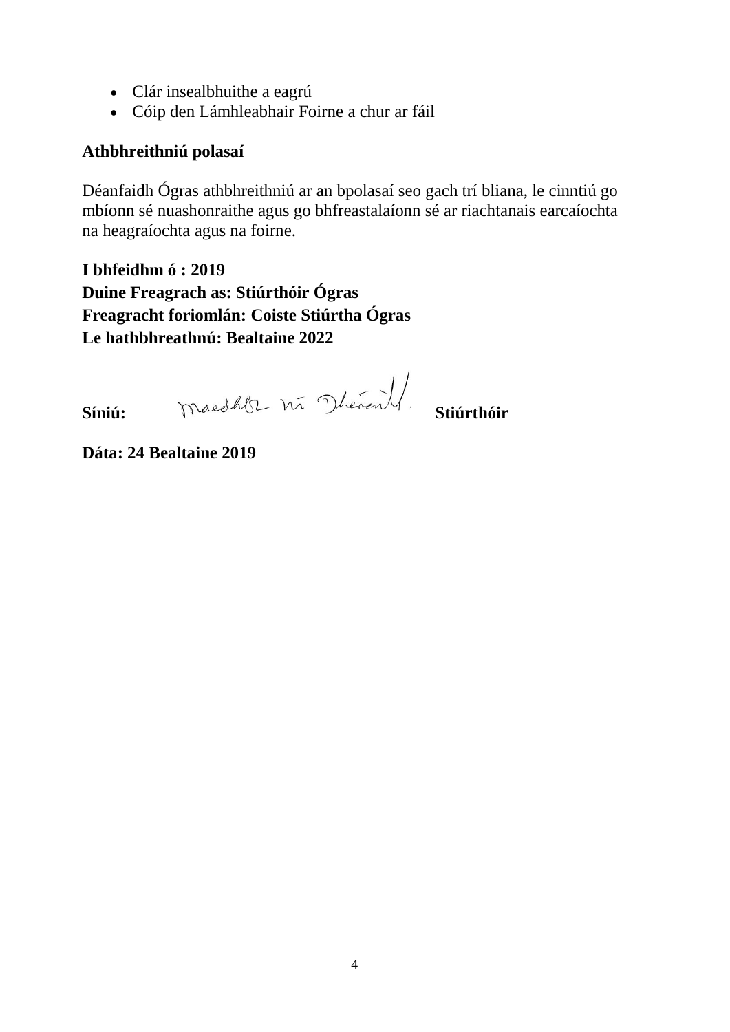- Clár insealbhuithe a eagrú
- Cóip den Lámhleabhair Foirne a chur ar fáil

**Athbhreithniú polasaí**

Déanfaidh Ógras athbhreithniú ar an bpolasaí seo gach trí bliana, le cinntiú go mbíonn sé nuashonraithe agus go bhfreastalaíonn sé ar riachtanais earcaíochta na heagraíochta agus na foirne.

**I bhfeidhm ó : 2019**
**Duine Freagrach as: Stiúrthóir Ógras**
**Freagracht foriomlán: Coiste Stiúrtha Ógras**
**Le hathbhreathnú: Bealtaine 2022**

**Síniú:** Maedhbh Ní Dhónaill **Stiúrthóir**

**Dáta: 24 Bealtaine 2019**